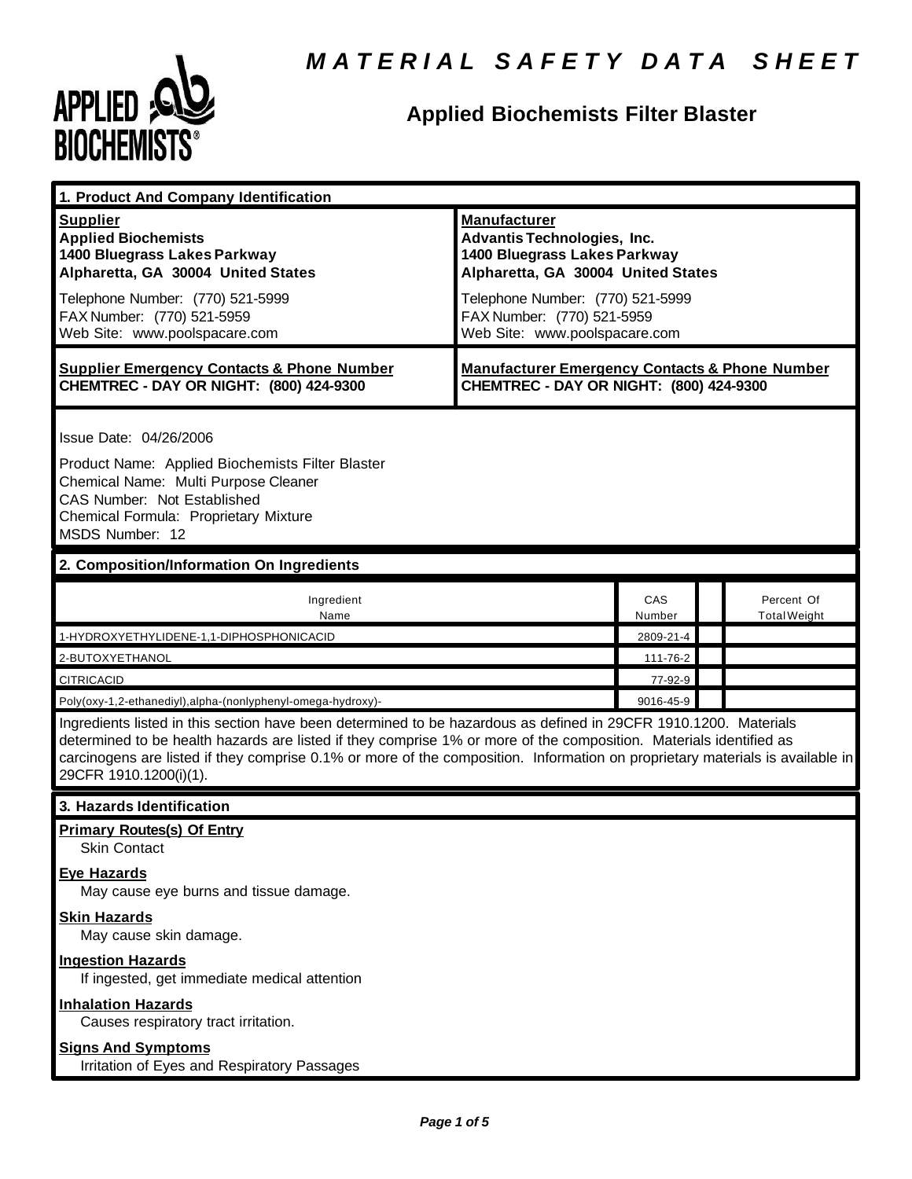# MATERIAL SAFETY DATA SHEET

## Applied Biochemists Filter Blaster

### 1. Product And Company Identification

| **Supplier** | **Manufacturer** |
|---|---|
| **Applied Biochemists**<br>**1400 Bluegrass Lakes Parkway**<br>**Alpharetta, GA 30004 United States** | **Advantis Technologies, Inc.**<br>**1400 Bluegrass Lakes Parkway**<br>**Alpharetta, GA 30004 United States** |
| Telephone Number: (770) 521-5999<br>FAX Number: (770) 521-5959<br>Web Site: www.poolspacare.com | Telephone Number: (770) 521-5999<br>FAX Number: (770) 521-5959<br>Web Site: www.poolspacare.com |
| **Supplier Emergency Contacts & Phone Number**<br>**CHEMTREC - DAY OR NIGHT: (800) 424-9300** | **Manufacturer Emergency Contacts & Phone Number**<br>**CHEMTREC - DAY OR NIGHT: (800) 424-9300** |

Issue Date: 04/26/2006

Product Name: Applied Biochemists Filter Blaster
Chemical Name: Multi Purpose Cleaner
CAS Number: Not Established
Chemical Formula: Proprietary Mixture
MSDS Number: 12

### 2. Composition/Information On Ingredients

| Ingredient Name | CAS Number | | Percent Of Total Weight |
|---|---|---|---|
| 1-HYDROXYETHYLIDENE-1,1-DIPHOSPHONICACID | 2809-21-4 | | |
| 2-BUTOXYETHANOL | 111-76-2 | | |
| CITRICACID | 77-92-9 | | |
| Poly(oxy-1,2-ethanediyl),alpha-(nonlyphenyl-omega-hydroxy)- | 9016-45-9 | | |

Ingredients listed in this section have been determined to be hazardous as defined in 29CFR 1910.1200. Materials determined to be health hazards are listed if they comprise 1% or more of the composition. Materials identified as carcinogens are listed if they comprise 0.1% or more of the composition. Information on proprietary materials is available in 29CFR 1910.1200(i)(1).

### 3. Hazards Identification

**Primary Routes(s) Of Entry**
Skin Contact

**Eye Hazards**
May cause eye burns and tissue damage.

**Skin Hazards**
May cause skin damage.

**Ingestion Hazards**
If ingested, get immediate medical attention

**Inhalation Hazards**
Causes respiratory tract irritation.

**Signs And Symptoms**
Irritation of Eyes and Respiratory Passages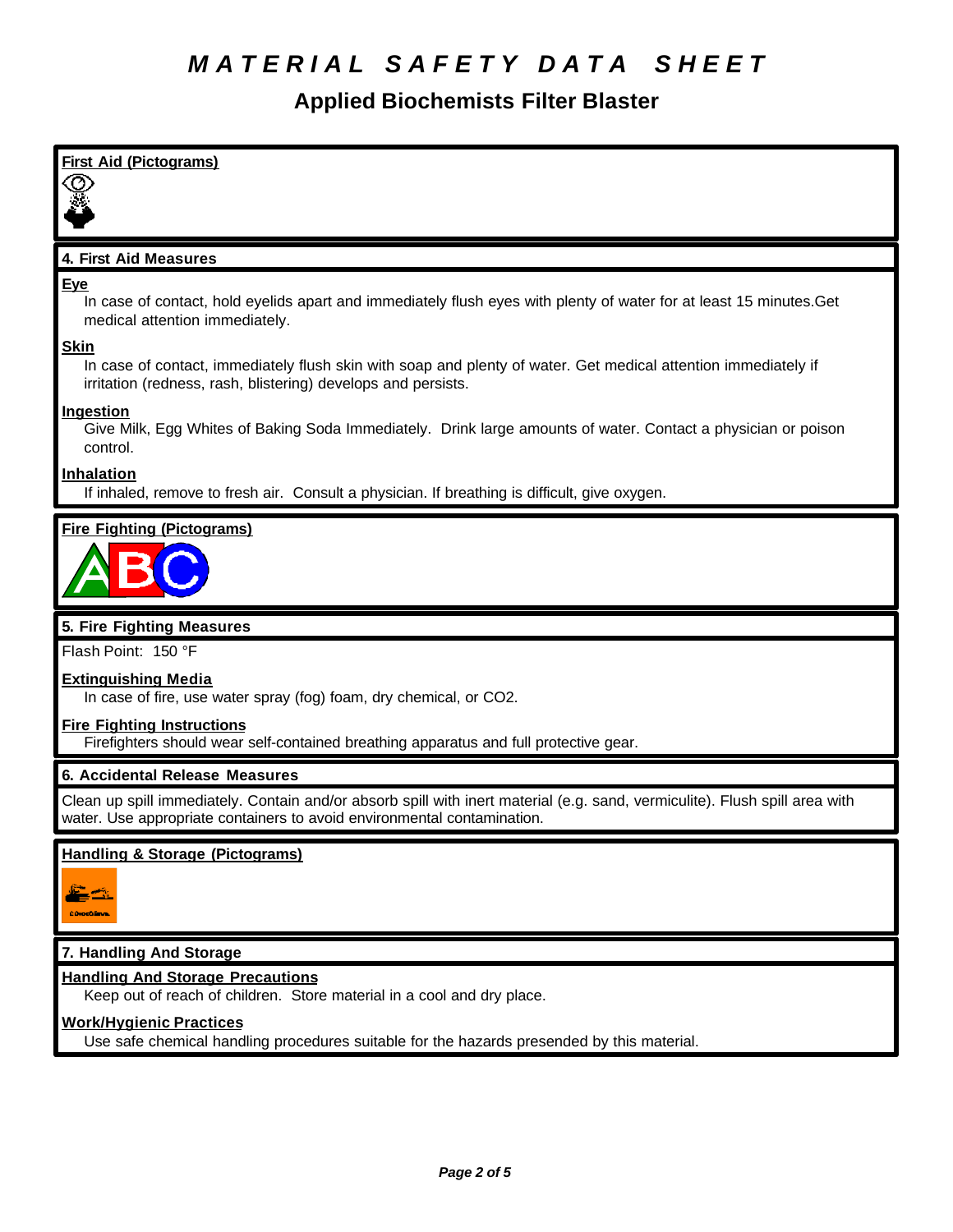# MATERIAL SAFETY DATA SHEET

## Applied Biochemists Filter Blaster

**First Aid (Pictograms)**

### 4. First Aid Measures

**Eye**

In case of contact, hold eyelids apart and immediately flush eyes with plenty of water for at least 15 minutes.Get medical attention immediately.

**Skin**

In case of contact, immediately flush skin with soap and plenty of water. Get medical attention immediately if irritation (redness, rash, blistering) develops and persists.

**Ingestion**

Give Milk, Egg Whites of Baking Soda Immediately. Drink large amounts of water. Contact a physician or poison control.

**Inhalation**

If inhaled, remove to fresh air. Consult a physician. If breathing is difficult, give oxygen.

**Fire Fighting (Pictograms)**

### 5. Fire Fighting Measures

Flash Point: 150 °F

**Extinguishing Media**

In case of fire, use water spray (fog) foam, dry chemical, or $CO_2$.

**Fire Fighting Instructions**

Firefighters should wear self-contained breathing apparatus and full protective gear.

### 6. Accidental Release Measures

Clean up spill immediately. Contain and/or absorb spill with inert material (e.g. sand, vermiculite). Flush spill area with water. Use appropriate containers to avoid environmental contamination.

**Handling & Storage (Pictograms)**

### 7. Handling And Storage

**Handling And Storage Precautions**

Keep out of reach of children. Store material in a cool and dry place.

**Work/Hygienic Practices**

Use safe chemical handling procedures suitable for the hazards presended by this material.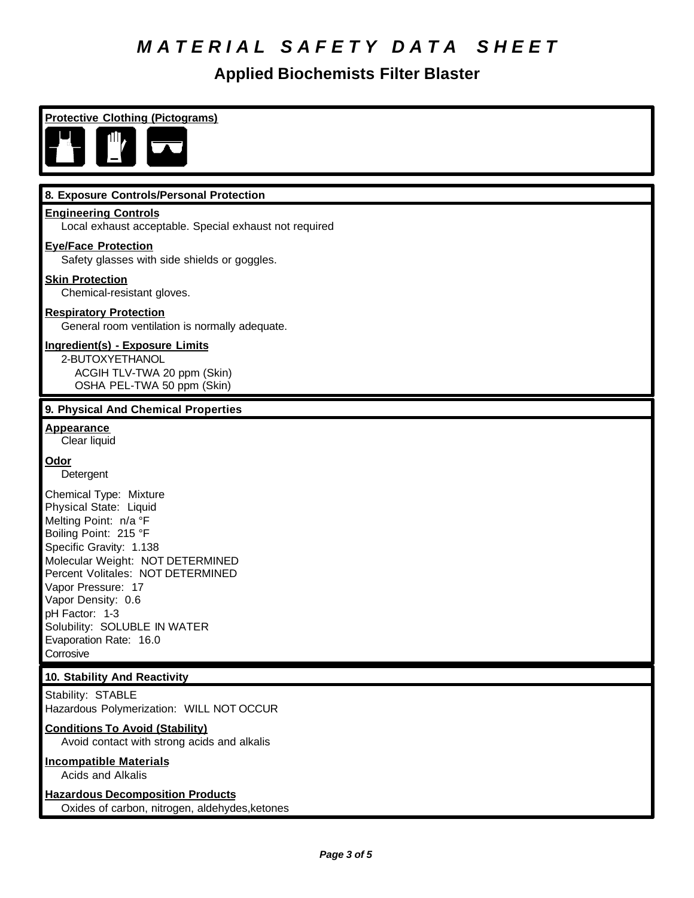# *MATERIAL SAFETY DATA SHEET*

## Applied Biochemists Filter Blaster

**Protective Clothing (Pictograms)**

### 8. Exposure Controls/Personal Protection

**Engineering Controls**
Local exhaust acceptable. Special exhaust not required

**Eye/Face Protection**
Safety glasses with side shields or goggles.

**Skin Protection**
Chemical-resistant gloves.

**Respiratory Protection**
General room ventilation is normally adequate.

**Ingredient(s) - Exposure Limits**
2-BUTOXYETHANOL
ACGIH TLV-TWA 20 ppm (Skin)
OSHA PEL-TWA 50 ppm (Skin)

### 9. Physical And Chemical Properties

**Appearance**
Clear liquid

**Odor**
Detergent

Chemical Type: Mixture
Physical State: Liquid
Melting Point: n/a °F
Boiling Point: 215 °F
Specific Gravity: 1.138
Molecular Weight: NOT DETERMINED
Percent Volitales: NOT DETERMINED
Vapor Pressure: 17
Vapor Density: 0.6
pH Factor: 1-3
Solubility: SOLUBLE IN WATER
Evaporation Rate: 16.0
Corrosive

### 10. Stability And Reactivity

Stability: STABLE
Hazardous Polymerization: WILL NOT OCCUR

**Conditions To Avoid (Stability)**
Avoid contact with strong acids and alkalis

**Incompatible Materials**
Acids and Alkalis

**Hazardous Decomposition Products**
Oxides of carbon, nitrogen, aldehydes,ketones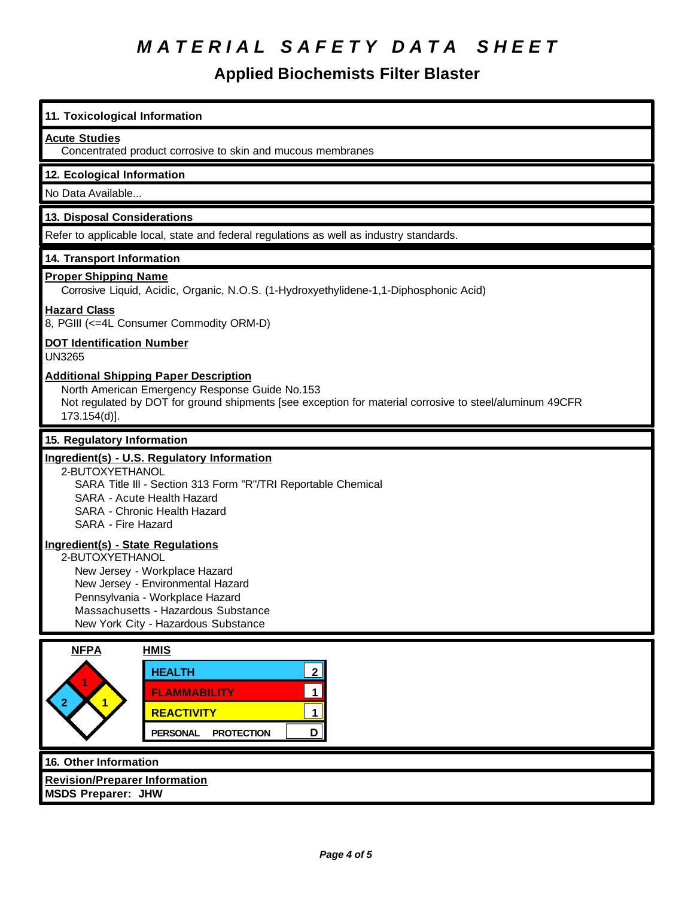# MATERIAL SAFETY DATA SHEET

## Applied Biochemists Filter Blaster

### 11. Toxicological Information

**Acute Studies**

Concentrated product corrosive to skin and mucous membranes

### 12. Ecological Information

No Data Available...

### 13. Disposal Considerations

Refer to applicable local, state and federal regulations as well as industry standards.

### 14. Transport Information

**Proper Shipping Name**

Corrosive Liquid, Acidic, Organic, N.O.S. (1-Hydroxyethylidene-1,1-Diphosphonic Acid)

**Hazard Class**

8, PGIII (<=4L Consumer Commodity ORM-D)

**DOT Identification Number**

UN3265

**Additional Shipping Paper Description**

North American Emergency Response Guide No.153
Not regulated by DOT for ground shipments [see exception for material corrosive to steel/aluminum 49CFR 173.154(d)].

### 15. Regulatory Information

**Ingredient(s) - U.S. Regulatory Information**

2-BUTOXYETHANOL
- SARA Title III - Section 313 Form "R"/TRI Reportable Chemical
- SARA - Acute Health Hazard
- SARA - Chronic Health Hazard
- SARA - Fire Hazard

**Ingredient(s) - State Regulations**

2-BUTOXYETHANOL
- New Jersey - Workplace Hazard
- New Jersey - Environmental Hazard
- Pennsylvania - Workplace Hazard
- Massachusetts - Hazardous Substance
- New York City - Hazardous Substance

**NFPA**

| Health | Flammability | Reactivity | Special |
|---|---|---|---|
| 2 | 1 | 1 | |

**HMIS**

| | |
|---|---|
| HEALTH | 2 |
| FLAMMABILITY | 1 |
| REACTIVITY | 1 |
| PERSONAL PROTECTION | D |

### 16. Other Information

**Revision/Preparer Information**

**MSDS Preparer: JHW**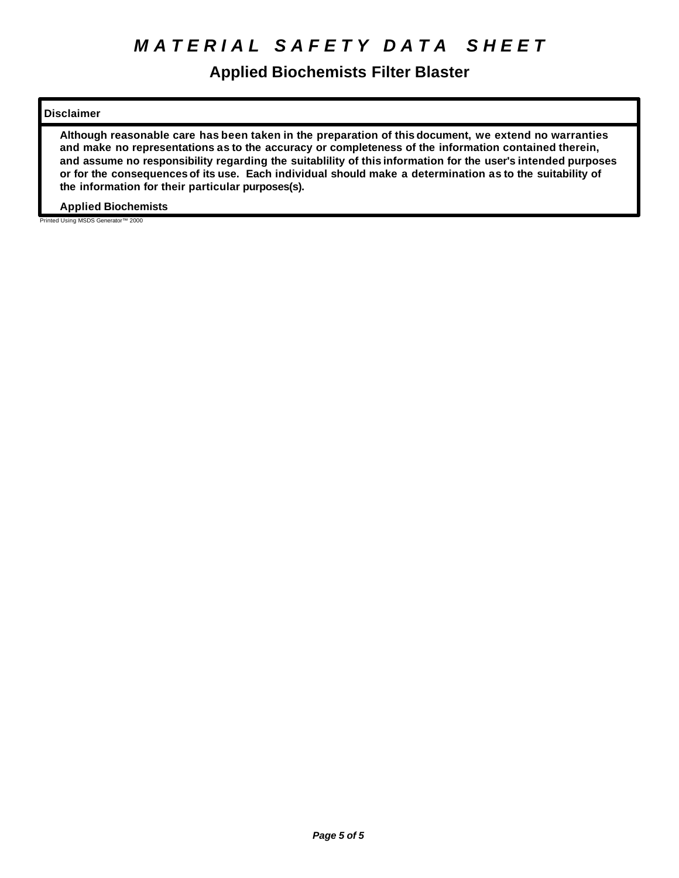# MATERIAL SAFETY DATA SHEET

## Applied Biochemists Filter Blaster

### Disclaimer

**Although reasonable care has been taken in the preparation of this document, we extend no warranties and make no representations as to the accuracy or completeness of the information contained therein, and assume no responsibility regarding the suitablility of this information for the user's intended purposes or for the consequences of its use. Each individual should make a determination as to the suitability of the information for their particular purposes(s).**

**Applied Biochemists**

Printed Using MSDS Generator™ 2000